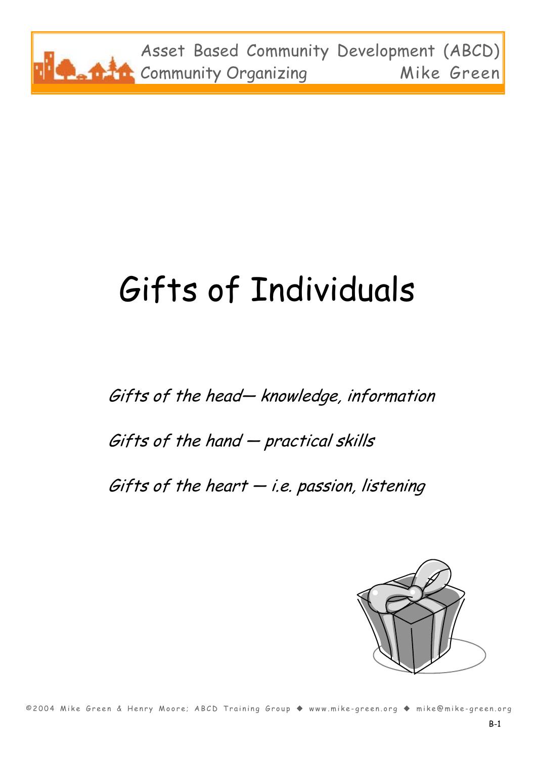# Gifts of Individuals

*Gifts of the head— knowledge, information*

*Gifts of the hand — practical skills*

*Gifts of the heart — i.e. passion, listening*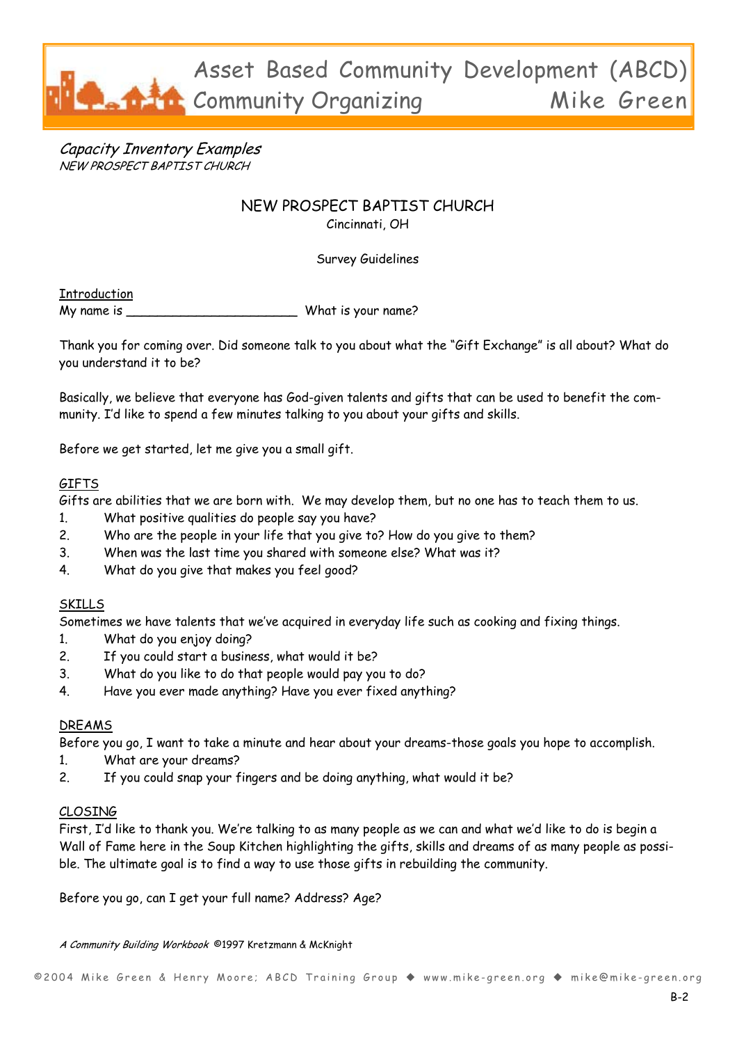*Capacity Inventory Examples*
*NEW PROSPECT BAPTIST CHURCH*

# NEW PROSPECT BAPTIST CHURCH

Cincinnati, OH

Survey Guidelines

## Introduction

My name is _______________________ What is your name?

Thank you for coming over. Did someone talk to you about what the "Gift Exchange" is all about? What do you understand it to be?

Basically, we believe that everyone has God-given talents and gifts that can be used to benefit the community. I'd like to spend a few minutes talking to you about your gifts and skills.

Before we get started, let me give you a small gift.

## GIFTS

Gifts are abilities that we are born with. We may develop them, but no one has to teach them to us.

1. What positive qualities do people say you have?
2. Who are the people in your life that you give to? How do you give to them?
3. When was the last time you shared with someone else? What was it?
4. What do you give that makes you feel good?

## SKILLS

Sometimes we have talents that we've acquired in everyday life such as cooking and fixing things.

1. What do you enjoy doing?
2. If you could start a business, what would it be?
3. What do you like to do that people would pay you to do?
4. Have you ever made anything? Have you ever fixed anything?

## DREAMS

Before you go, I want to take a minute and hear about your dreams-those goals you hope to accomplish.

1. What are your dreams?
2. If you could snap your fingers and be doing anything, what would it be?

## CLOSING

First, I'd like to thank you. We're talking to as many people as we can and what we'd like to do is begin a Wall of Fame here in the Soup Kitchen highlighting the gifts, skills and dreams of as many people as possible. The ultimate goal is to find a way to use those gifts in rebuilding the community.

Before you go, can I get your full name? Address? Age?

*A Community Building Workbook* ©1997 Kretzmann & McKnight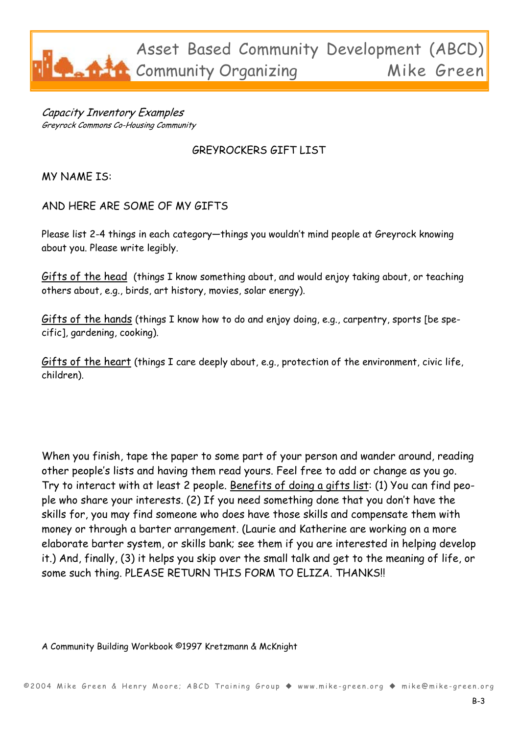*Capacity Inventory Examples*
*Greyrock Commons Co-Housing Community*

GREYROCKERS GIFT LIST

MY NAME IS:

AND HERE ARE SOME OF MY GIFTS

Please list 2-4 things in each category—things you wouldn't mind people at Greyrock knowing about you. Please write legibly.

<u>Gifts of the head</u> (things I know something about, and would enjoy taking about, or teaching others about, e.g., birds, art history, movies, solar energy).

<u>Gifts of the hands</u> (things I know how to do and enjoy doing, e.g., carpentry, sports [be specific], gardening, cooking).

<u>Gifts of the heart</u> (things I care deeply about, e.g., protection of the environment, civic life, children).

When you finish, tape the paper to some part of your person and wander around, reading other people's lists and having them read yours. Feel free to add or change as you go. Try to interact with at least 2 people. <u>Benefits of doing a gifts list</u>: (1) You can find people who share your interests. (2) If you need something done that you don't have the skills for, you may find someone who does have those skills and compensate them with money or through a barter arrangement. (Laurie and Katherine are working on a more elaborate barter system, or skills bank; see them if you are interested in helping develop it.) And, finally, (3) it helps you skip over the small talk and get to the meaning of life, or some such thing. PLEASE RETURN THIS FORM TO ELIZA. THANKS!!

A Community Building Workbook ©1997 Kretzmann & McKnight